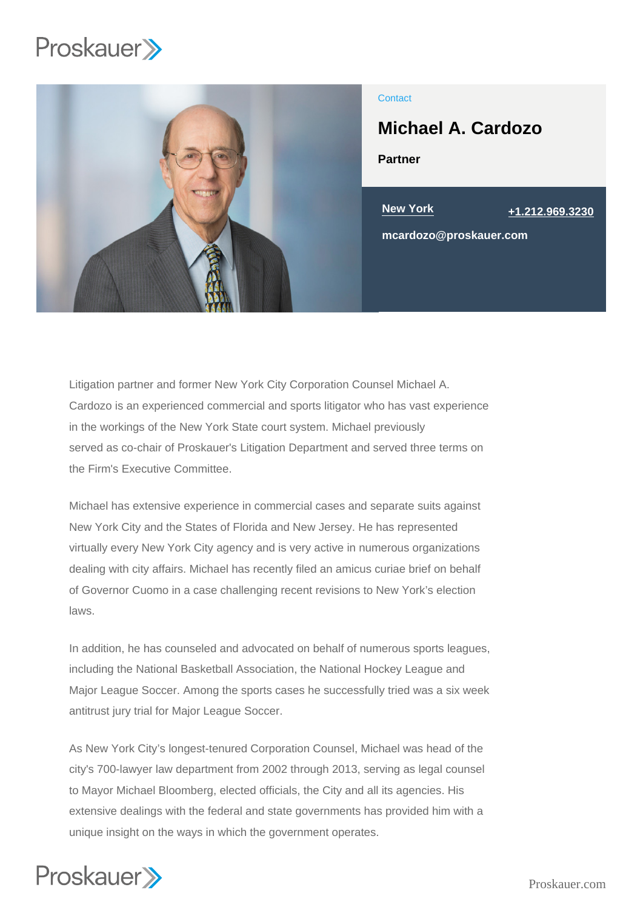Contact

# Michael A. Cardozo

**Partner**

New York    +1.212.969.3230

mcardozo@proskauer.com

Litigation partner and former New York City Corporation Counsel Michael A. Cardozo is an experienced commercial and sports litigator who has vast experience in the workings of the New York State court system. Michael previously served as co-chair of Proskauer's Litigation Department and served three terms on the Firm's Executive Committee.

Michael has extensive experience in commercial cases and separate suits against New York City and the States of Florida and New Jersey. He has represented virtually every New York City agency and is very active in numerous organizations dealing with city affairs. Michael has recently filed an amicus curiae brief on behalf of Governor Cuomo in a case challenging recent revisions to New York's election laws.

In addition, he has counseled and advocated on behalf of numerous sports leagues, including the National Basketball Association, the National Hockey League and Major League Soccer. Among the sports cases he successfully tried was a six week antitrust jury trial for Major League Soccer.

As New York City's longest-tenured Corporation Counsel, Michael was head of the city's 700-lawyer law department from 2002 through 2013, serving as legal counsel to Mayor Michael Bloomberg, elected officials, the City and all its agencies. His extensive dealings with the federal and state governments has provided him with a unique insight on the ways in which the government operates.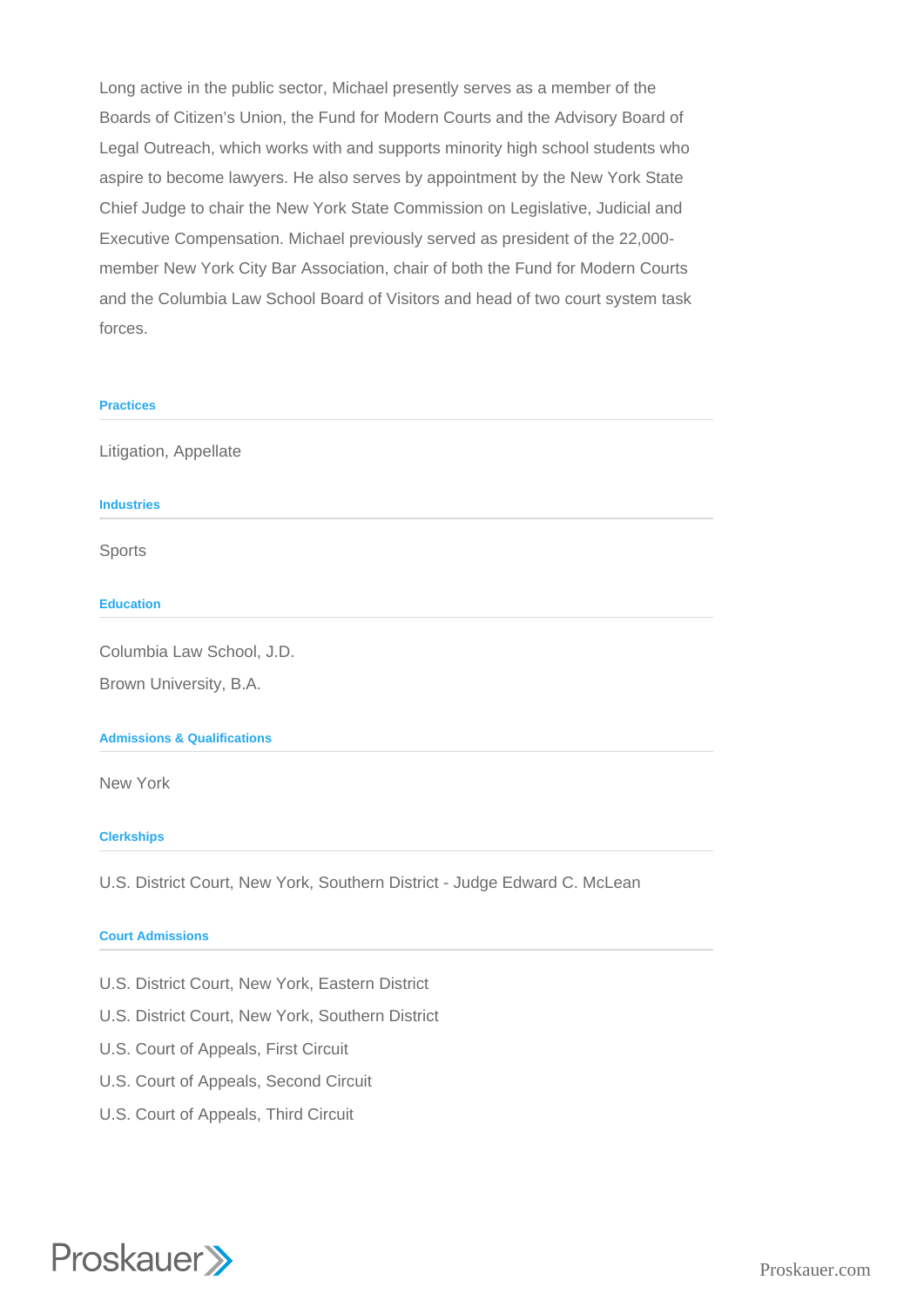Long active in the public sector, Michael presently serves as a member of the Boards of Citizen's Union, the Fund for Modern Courts and the Advisory Board of Legal Outreach, which works with and supports minority high school students who aspire to become lawyers. He also serves by appointment by the New York State Chief Judge to chair the New York State Commission on Legislative, Judicial and Executive Compensation. Michael previously served as president of the 22,000-member New York City Bar Association, chair of both the Fund for Modern Courts and the Columbia Law School Board of Visitors and head of two court system task forces.

### Practices

Litigation, Appellate

### Industries

Sports

### Education

Columbia Law School, J.D.

Brown University, B.A.

### Admissions & Qualifications

New York

### Clerkships

U.S. District Court, New York, Southern District - Judge Edward C. McLean

### Court Admissions

U.S. District Court, New York, Eastern District

U.S. District Court, New York, Southern District

U.S. Court of Appeals, First Circuit

U.S. Court of Appeals, Second Circuit

U.S. Court of Appeals, Third Circuit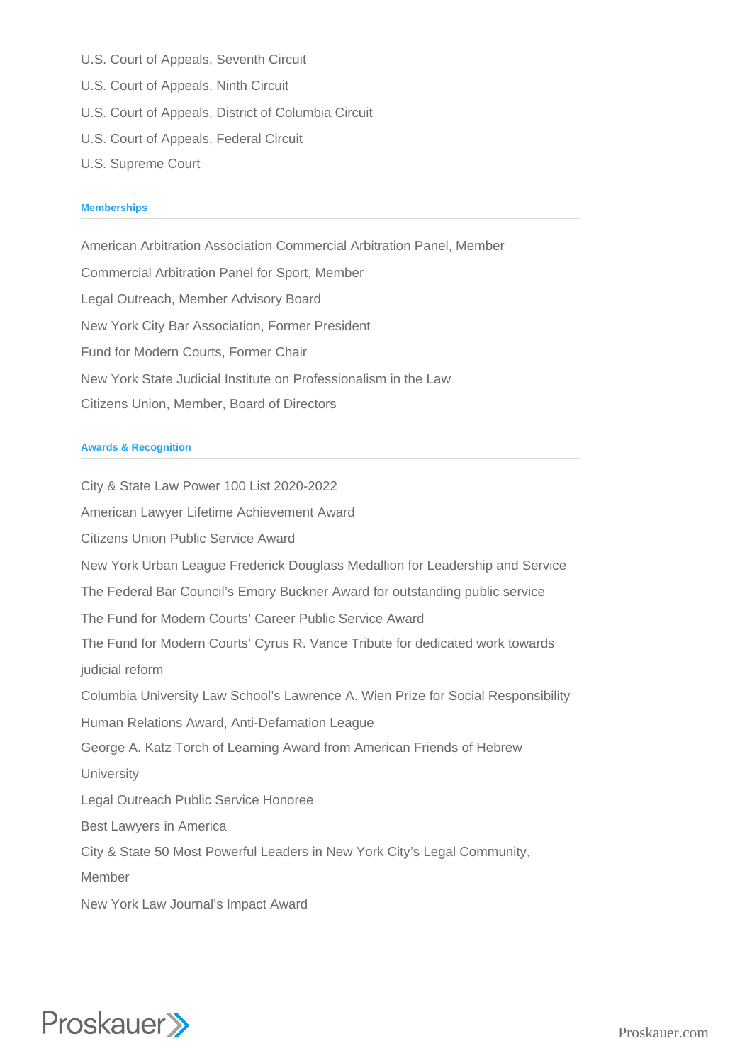U.S. Court of Appeals, Seventh Circuit

U.S. Court of Appeals, Ninth Circuit

U.S. Court of Appeals, District of Columbia Circuit

U.S. Court of Appeals, Federal Circuit

U.S. Supreme Court

#### Memberships

American Arbitration Association Commercial Arbitration Panel, Member

Commercial Arbitration Panel for Sport, Member

Legal Outreach, Member Advisory Board

New York City Bar Association, Former President

Fund for Modern Courts, Former Chair

New York State Judicial Institute on Professionalism in the Law

Citizens Union, Member, Board of Directors

#### Awards & Recognition

City & State Law Power 100 List 2020-2022

American Lawyer Lifetime Achievement Award

Citizens Union Public Service Award

New York Urban League Frederick Douglass Medallion for Leadership and Service

The Federal Bar Council's Emory Buckner Award for outstanding public service

The Fund for Modern Courts' Career Public Service Award

The Fund for Modern Courts' Cyrus R. Vance Tribute for dedicated work towards judicial reform

Columbia University Law School's Lawrence A. Wien Prize for Social Responsibility

Human Relations Award, Anti-Defamation League

George A. Katz Torch of Learning Award from American Friends of Hebrew University

Legal Outreach Public Service Honoree

Best Lawyers in America

City & State 50 Most Powerful Leaders in New York City's Legal Community, Member

New York Law Journal's Impact Award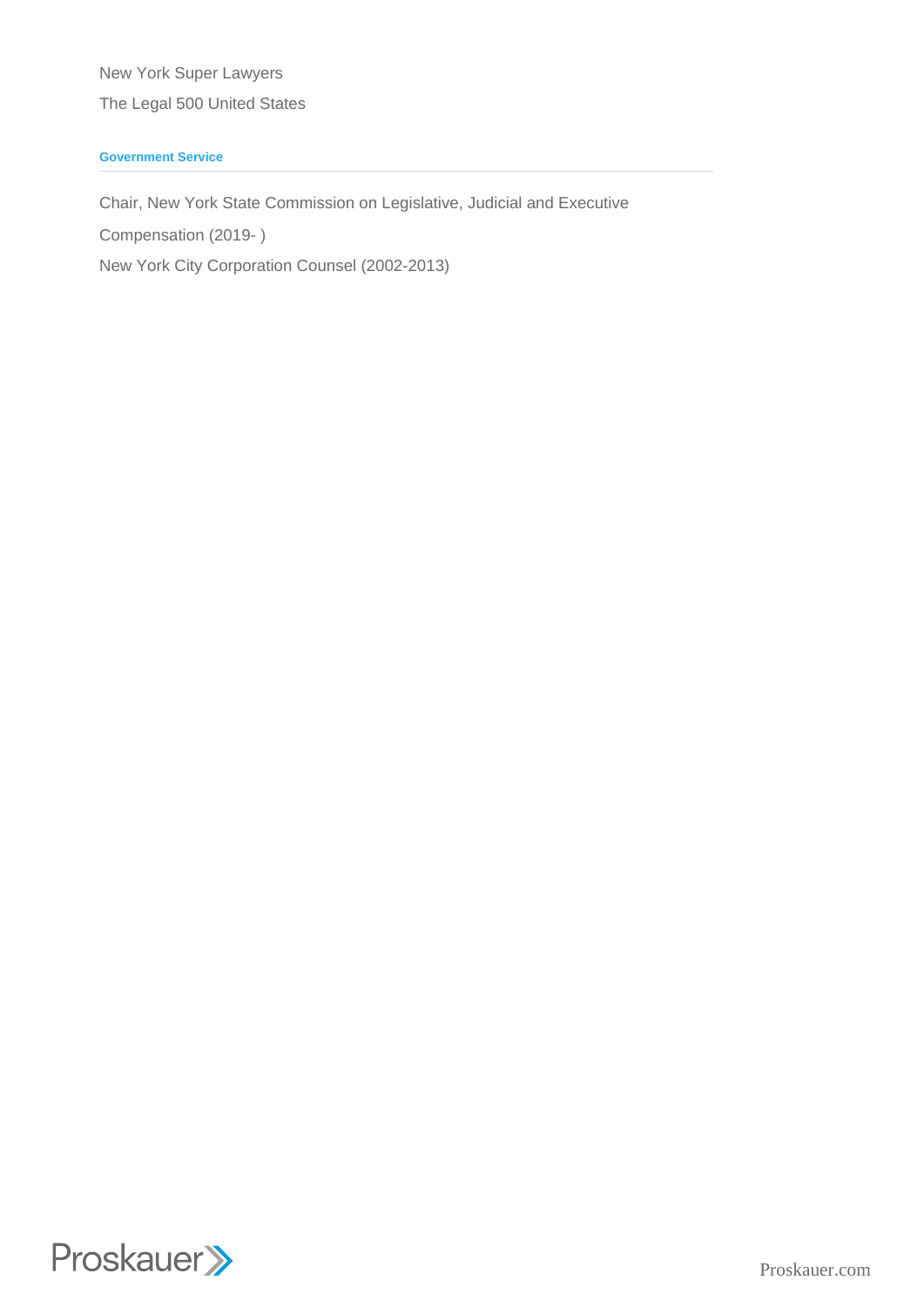New York Super Lawyers

The Legal 500 United States

### Government Service

Chair, New York State Commission on Legislative, Judicial and Executive Compensation (2019- )

New York City Corporation Counsel (2002-2013)